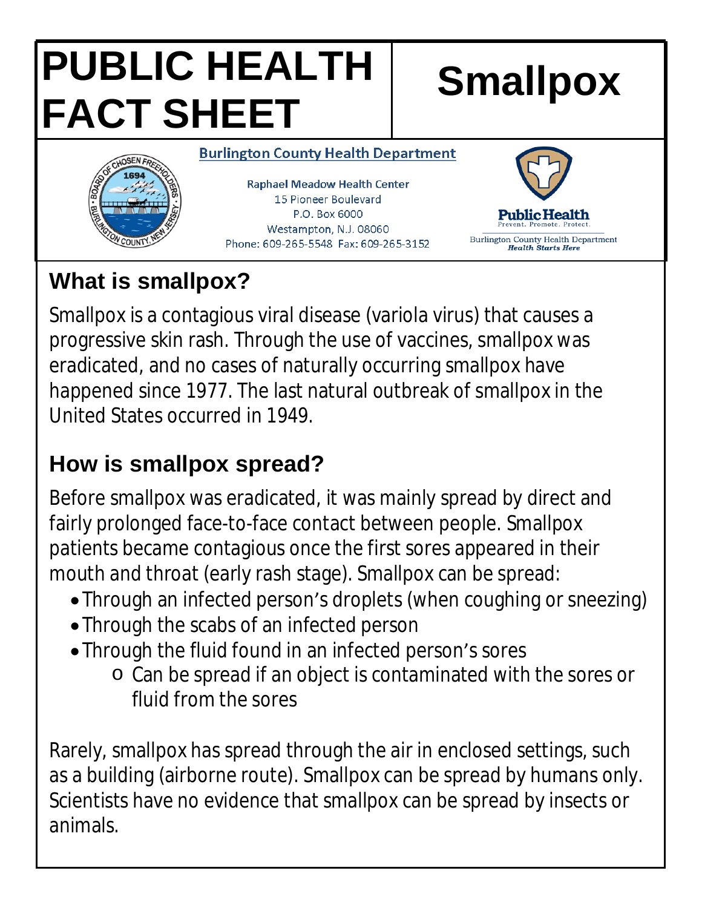# PUBLIC HEALTH FACT SHEET

# Smallpox

**Burlington County Health Department**

Raphael Meadow Health Center
15 Pioneer Boulevard
P.O. Box 6000
Westampton, N.J. 08060
Phone: 609-265-5548 Fax: 609-265-3152

Public Health
Prevent. Promote. Protect.
Burlington County Health Department
*Health Starts Here*

## What is smallpox?

Smallpox is a contagious viral disease (variola virus) that causes a progressive skin rash. Through the use of vaccines, smallpox was eradicated, and no cases of naturally occurring smallpox have happened since 1977. The last natural outbreak of smallpox in the United States occurred in 1949.

## How is smallpox spread?

Before smallpox was eradicated, it was mainly spread by direct and fairly prolonged face-to-face contact between people. Smallpox patients became contagious once the first sores appeared in their mouth and throat (early rash stage). Smallpox can be spread:

- Through an infected person's droplets (when coughing or sneezing)
- Through the scabs of an infected person
- Through the fluid found in an infected person's sores
  - Can be spread if an object is contaminated with the sores or fluid from the sores

Rarely, smallpox has spread through the air in enclosed settings, such as a building (airborne route). Smallpox can be spread by humans only. Scientists have no evidence that smallpox can be spread by insects or animals.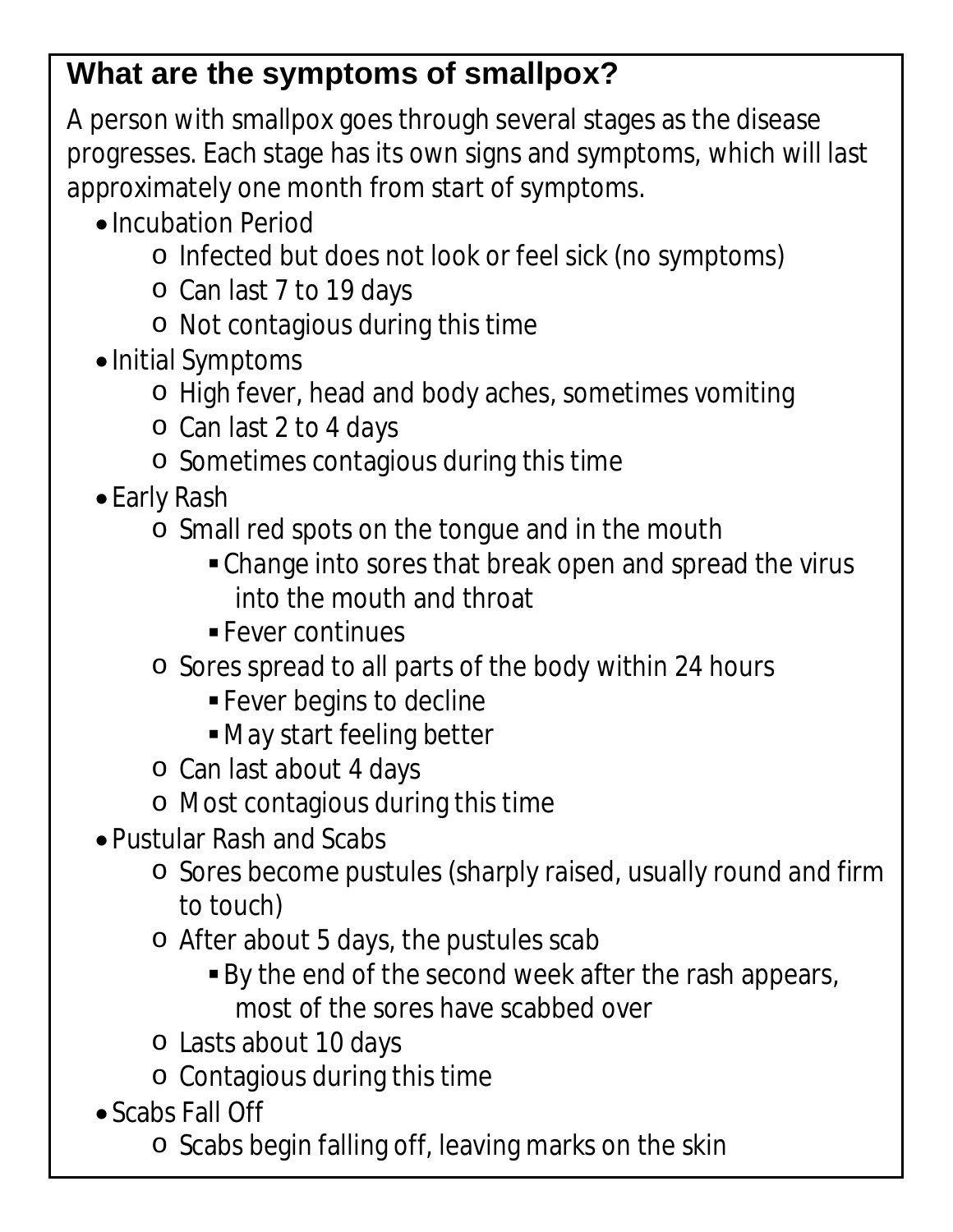## What are the symptoms of smallpox?

A person with smallpox goes through several stages as the disease progresses. Each stage has its own signs and symptoms, which will last approximately one month from start of symptoms.

- Incubation Period
    - Infected but does not look or feel sick (no symptoms)
    - Can last 7 to 19 days
    - Not contagious during this time
- Initial Symptoms
    - High fever, head and body aches, sometimes vomiting
    - Can last 2 to 4 days
    - Sometimes contagious during this time
- Early Rash
    - Small red spots on the tongue and in the mouth
        - Change into sores that break open and spread the virus into the mouth and throat
        - Fever continues
    - Sores spread to all parts of the body within 24 hours
        - Fever begins to decline
        - May start feeling better
    - Can last about 4 days
    - Most contagious during this time
- Pustular Rash and Scabs
    - Sores become pustules (sharply raised, usually round and firm to touch)
    - After about 5 days, the pustules scab
        - By the end of the second week after the rash appears, most of the sores have scabbed over
    - Lasts about 10 days
    - Contagious during this time
- Scabs Fall Off
    - Scabs begin falling off, leaving marks on the skin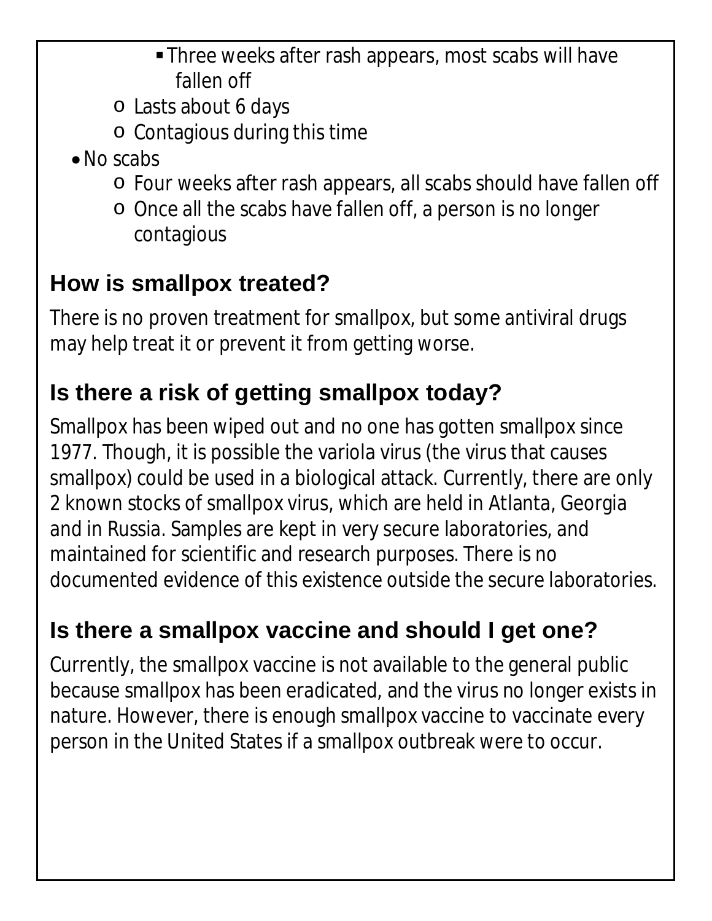- Three weeks after rash appears, most scabs will have fallen off
    - Lasts about 6 days
    - Contagious during this time
- No scabs
    - Four weeks after rash appears, all scabs should have fallen off
    - Once all the scabs have fallen off, a person is no longer contagious

## How is smallpox treated?

There is no proven treatment for smallpox, but some antiviral drugs may help treat it or prevent it from getting worse.

## Is there a risk of getting smallpox today?

Smallpox has been wiped out and no one has gotten smallpox since 1977. Though, it is possible the variola virus (the virus that causes smallpox) could be used in a biological attack. Currently, there are only 2 known stocks of smallpox virus, which are held in Atlanta, Georgia and in Russia. Samples are kept in very secure laboratories, and maintained for scientific and research purposes. There is no documented evidence of this existence outside the secure laboratories.

## Is there a smallpox vaccine and should I get one?

Currently, the smallpox vaccine is not available to the general public because smallpox has been eradicated, and the virus no longer exists in nature. However, there is enough smallpox vaccine to vaccinate every person in the United States if a smallpox outbreak were to occur.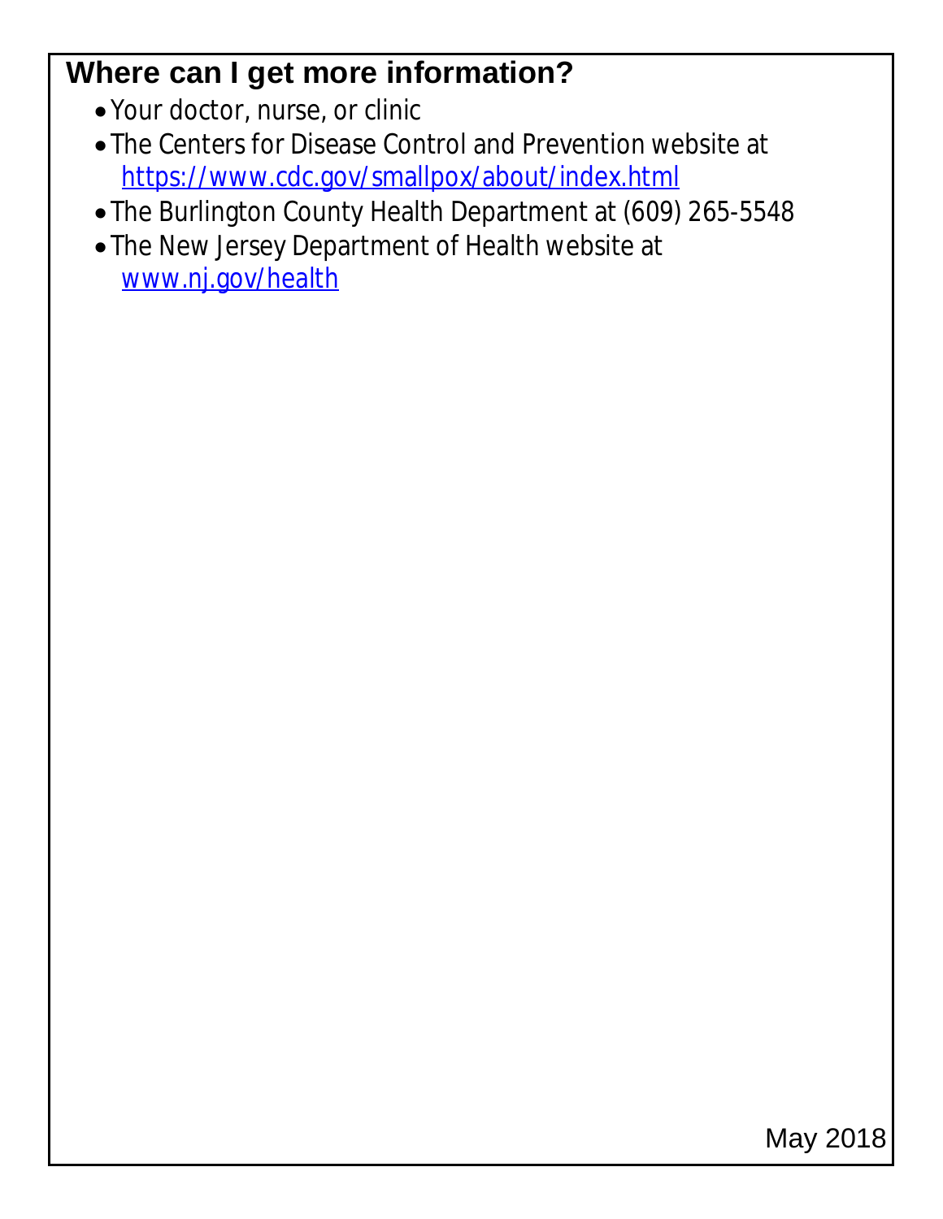## Where can I get more information?

- Your doctor, nurse, or clinic
- The Centers for Disease Control and Prevention website at https://www.cdc.gov/smallpox/about/index.html
- The Burlington County Health Department at (609) 265-5548
- The New Jersey Department of Health website at www.nj.gov/health

May 2018